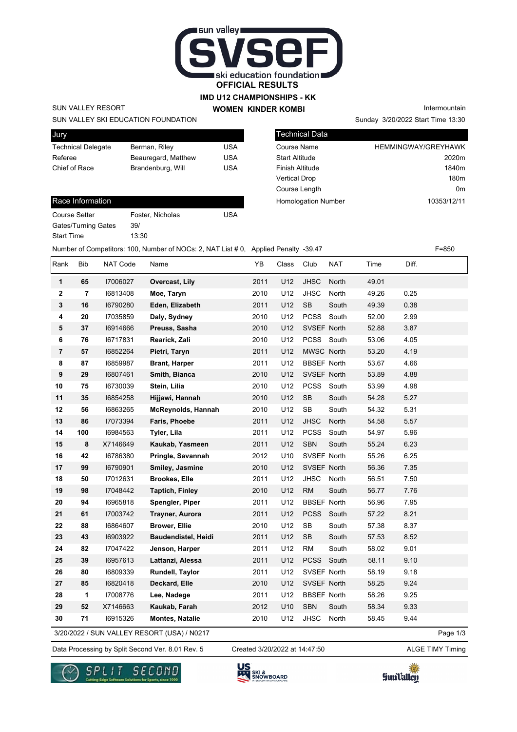# OFFICIAL RESULTS

## IMD U12 CHAMPIONSHIPS - KK

## WOMEN KINDER KOMBI

SUN VALLEY RESORT

SUN VALLEY SKI EDUCATION FOUNDATION

Intermountain

Sunday 3/20/2022 Start Time 13:30

| Jury | | |
|---|---|---|
| Technical Delegate | Berman, Riley | USA |
| Referee | Beauregard, Matthew | USA |
| Chief of Race | Brandenburg, Will | USA |

| Technical Data | |
|---|---|
| Course Name | HEMMINGWAY/GREYHAWK |
| Start Altitude | 2020m |
| Finish Altitude | 1840m |
| Vertical Drop | 180m |
| Course Length | 0m |
| Homologation Number | 10353/12/11 |

| Race Information | | |
|---|---|---|
| Course Setter | Foster, Nicholas | USA |
| Gates/Turning Gates | 39/ | |
| Start Time | 13:30 | |

Number of Competitors: 100, Number of NOCs: 2, NAT List # 0, Applied Penalty -39.47 F=850

| Rank | Bib | NAT Code | Name | YB | Class | Club | NAT | Time | Diff. |
|---|---|---|---|---|---|---|---|---|---|
| 1 | 65 | I7006027 | **Overcast, Lily** | 2011 | U12 | JHSC | North | 49.01 | |
| 2 | 7 | I6813408 | **Moe, Taryn** | 2010 | U12 | JHSC | North | 49.26 | 0.25 |
| 3 | 16 | I6790280 | **Eden, Elizabeth** | 2011 | U12 | SB | South | 49.39 | 0.38 |
| 4 | 20 | I7035859 | **Daly, Sydney** | 2010 | U12 | PCSS | South | 52.00 | 2.99 |
| 5 | 37 | I6914666 | **Preuss, Sasha** | 2010 | U12 | SVSEF | North | 52.88 | 3.87 |
| 6 | 76 | I6717831 | **Rearick, Zali** | 2010 | U12 | PCSS | South | 53.06 | 4.05 |
| 7 | 57 | I6852264 | **Pietri, Taryn** | 2011 | U12 | MWSC | North | 53.20 | 4.19 |
| 8 | 87 | I6859987 | **Brant, Harper** | 2011 | U12 | BBSEF | North | 53.67 | 4.66 |
| 9 | 29 | I6807461 | **Smith, Bianca** | 2010 | U12 | SVSEF | North | 53.89 | 4.88 |
| 10 | 75 | I6730039 | **Stein, Lilia** | 2010 | U12 | PCSS | South | 53.99 | 4.98 |
| 11 | 35 | I6854258 | **Hijjawi, Hannah** | 2010 | U12 | SB | South | 54.28 | 5.27 |
| 12 | 56 | I6863265 | **McReynolds, Hannah** | 2010 | U12 | SB | South | 54.32 | 5.31 |
| 13 | 86 | I7073394 | **Faris, Phoebe** | 2011 | U12 | JHSC | North | 54.58 | 5.57 |
| 14 | 100 | I6984563 | **Tyler, Lila** | 2011 | U12 | PCSS | South | 54.97 | 5.96 |
| 15 | 8 | X7146649 | **Kaukab, Yasmeen** | 2011 | U12 | SBN | South | 55.24 | 6.23 |
| 16 | 42 | I6786380 | **Pringle, Savannah** | 2012 | U10 | SVSEF | North | 55.26 | 6.25 |
| 17 | 99 | I6790901 | **Smiley, Jasmine** | 2010 | U12 | SVSEF | North | 56.36 | 7.35 |
| 18 | 50 | I7012631 | **Brookes, Elle** | 2011 | U12 | JHSC | North | 56.51 | 7.50 |
| 19 | 98 | I7048442 | **Taptich, Finley** | 2010 | U12 | RM | South | 56.77 | 7.76 |
| 20 | 94 | I6965818 | **Spengler, Piper** | 2011 | U12 | BBSEF | North | 56.96 | 7.95 |
| 21 | 61 | I7003742 | **Trayner, Aurora** | 2011 | U12 | PCSS | South | 57.22 | 8.21 |
| 22 | 88 | I6864607 | **Brower, Ellie** | 2010 | U12 | SB | South | 57.38 | 8.37 |
| 23 | 43 | I6903922 | **Baudendistel, Heidi** | 2011 | U12 | SB | South | 57.53 | 8.52 |
| 24 | 82 | I7047422 | **Jenson, Harper** | 2011 | U12 | RM | South | 58.02 | 9.01 |
| 25 | 39 | I6957613 | **Lattanzi, Alessa** | 2011 | U12 | PCSS | South | 58.11 | 9.10 |
| 26 | 80 | I6809339 | **Rundell, Taylor** | 2011 | U12 | SVSEF | North | 58.19 | 9.18 |
| 27 | 85 | I6820418 | **Deckard, Elle** | 2010 | U12 | SVSEF | North | 58.25 | 9.24 |
| 28 | 1 | I7008776 | **Lee, Nadege** | 2011 | U12 | BBSEF | North | 58.26 | 9.25 |
| 29 | 52 | X7146663 | **Kaukab, Farah** | 2012 | U10 | SBN | South | 58.34 | 9.33 |
| 30 | 71 | I6915326 | **Montes, Natalie** | 2010 | U12 | JHSC | North | 58.45 | 9.44 |

3/20/2022 / SUN VALLEY RESORT (USA) / N0217

Data Processing by Split Second Ver. 8.01 Rev. 5 Created 3/20/2022 at 14:47:50 ALGE TIMY Timing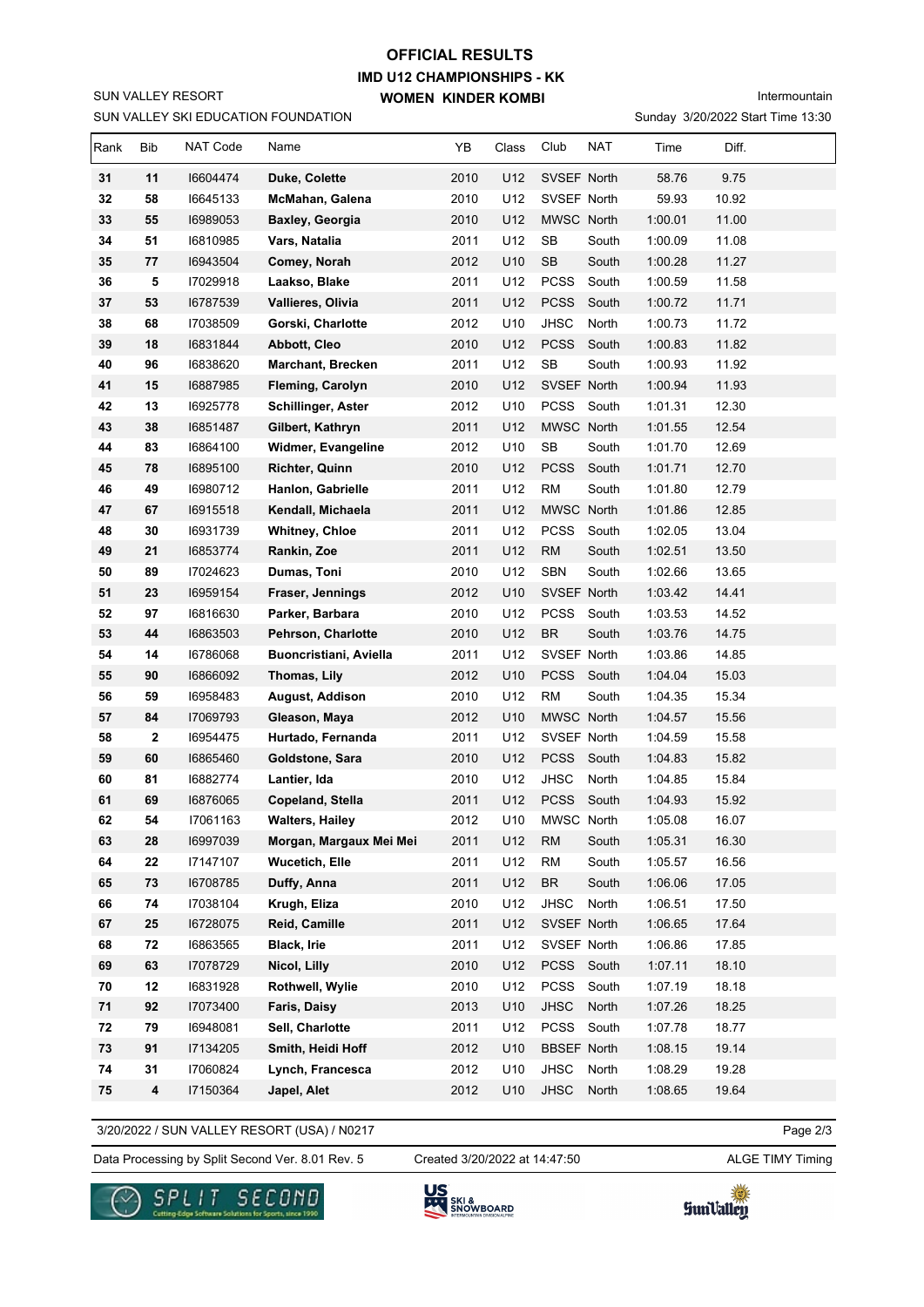# OFFICIAL RESULTS

## IMD U12 CHAMPIONSHIPS - KK

### WOMEN KINDER KOMBI

SUN VALLEY RESORT

SUN VALLEY SKI EDUCATION FOUNDATION

Intermountain

Sunday 3/20/2022 Start Time 13:30

| Rank | Bib | NAT Code | Name | YB | Class | Club | NAT | Time | Diff. |
|---|---|---|---|---|---|---|---|---|---|
| 31 | 11 | I6604474 | **Duke, Colette** | 2010 | U12 | SVSEF | North | 58.76 | 9.75 |
| 32 | 58 | I6645133 | **McMahan, Galena** | 2010 | U12 | SVSEF | North | 59.93 | 10.92 |
| 33 | 55 | I6989053 | **Baxley, Georgia** | 2010 | U12 | MWSC | North | 1:00.01 | 11.00 |
| 34 | 51 | I6810985 | **Vars, Natalia** | 2011 | U12 | SB | South | 1:00.09 | 11.08 |
| 35 | 77 | I6943504 | **Comey, Norah** | 2012 | U10 | SB | South | 1:00.28 | 11.27 |
| 36 | 5 | I7029918 | **Laakso, Blake** | 2011 | U12 | PCSS | South | 1:00.59 | 11.58 |
| 37 | 53 | I6787539 | **Vallieres, Olivia** | 2011 | U12 | PCSS | South | 1:00.72 | 11.71 |
| 38 | 68 | I7038509 | **Gorski, Charlotte** | 2012 | U10 | JHSC | North | 1:00.73 | 11.72 |
| 39 | 18 | I6831844 | **Abbott, Cleo** | 2010 | U12 | PCSS | South | 1:00.83 | 11.82 |
| 40 | 96 | I6838620 | **Marchant, Brecken** | 2011 | U12 | SB | South | 1:00.93 | 11.92 |
| 41 | 15 | I6887985 | **Fleming, Carolyn** | 2010 | U12 | SVSEF | North | 1:00.94 | 11.93 |
| 42 | 13 | I6925778 | **Schillinger, Aster** | 2012 | U10 | PCSS | South | 1:01.31 | 12.30 |
| 43 | 38 | I6851487 | **Gilbert, Kathryn** | 2011 | U12 | MWSC | North | 1:01.55 | 12.54 |
| 44 | 83 | I6864100 | **Widmer, Evangeline** | 2012 | U10 | SB | South | 1:01.70 | 12.69 |
| 45 | 78 | I6895100 | **Richter, Quinn** | 2010 | U12 | PCSS | South | 1:01.71 | 12.70 |
| 46 | 49 | I6980712 | **Hanlon, Gabrielle** | 2011 | U12 | RM | South | 1:01.80 | 12.79 |
| 47 | 67 | I6915518 | **Kendall, Michaela** | 2011 | U12 | MWSC | North | 1:01.86 | 12.85 |
| 48 | 30 | I6931739 | **Whitney, Chloe** | 2011 | U12 | PCSS | South | 1:02.05 | 13.04 |
| 49 | 21 | I6853774 | **Rankin, Zoe** | 2011 | U12 | RM | South | 1:02.51 | 13.50 |
| 50 | 89 | I7024623 | **Dumas, Toni** | 2010 | U12 | SBN | South | 1:02.66 | 13.65 |
| 51 | 23 | I6959154 | **Fraser, Jennings** | 2012 | U10 | SVSEF | North | 1:03.42 | 14.41 |
| 52 | 97 | I6816630 | **Parker, Barbara** | 2010 | U12 | PCSS | South | 1:03.53 | 14.52 |
| 53 | 44 | I6863503 | **Pehrson, Charlotte** | 2010 | U12 | BR | South | 1:03.76 | 14.75 |
| 54 | 14 | I6786068 | **Buoncristiani, Aviella** | 2011 | U12 | SVSEF | North | 1:03.86 | 14.85 |
| 55 | 90 | I6866092 | **Thomas, Lily** | 2012 | U10 | PCSS | South | 1:04.04 | 15.03 |
| 56 | 59 | I6958483 | **August, Addison** | 2010 | U12 | RM | South | 1:04.35 | 15.34 |
| 57 | 84 | I7069793 | **Gleason, Maya** | 2012 | U10 | MWSC | North | 1:04.57 | 15.56 |
| 58 | 2 | I6954475 | **Hurtado, Fernanda** | 2011 | U12 | SVSEF | North | 1:04.59 | 15.58 |
| 59 | 60 | I6865460 | **Goldstone, Sara** | 2010 | U12 | PCSS | South | 1:04.83 | 15.82 |
| 60 | 81 | I6882774 | **Lantier, Ida** | 2010 | U12 | JHSC | North | 1:04.85 | 15.84 |
| 61 | 69 | I6876065 | **Copeland, Stella** | 2011 | U12 | PCSS | South | 1:04.93 | 15.92 |
| 62 | 54 | I7061163 | **Walters, Hailey** | 2012 | U10 | MWSC | North | 1:05.08 | 16.07 |
| 63 | 28 | I6997039 | **Morgan, Margaux Mei Mei** | 2011 | U12 | RM | South | 1:05.31 | 16.30 |
| 64 | 22 | I7147107 | **Wucetich, Elle** | 2011 | U12 | RM | South | 1:05.57 | 16.56 |
| 65 | 73 | I6708785 | **Duffy, Anna** | 2011 | U12 | BR | South | 1:06.06 | 17.05 |
| 66 | 74 | I7038104 | **Krugh, Eliza** | 2010 | U12 | JHSC | North | 1:06.51 | 17.50 |
| 67 | 25 | I6728075 | **Reid, Camille** | 2011 | U12 | SVSEF | North | 1:06.65 | 17.64 |
| 68 | 72 | I6863565 | **Black, Irie** | 2011 | U12 | SVSEF | North | 1:06.86 | 17.85 |
| 69 | 63 | I7078729 | **Nicol, Lilly** | 2010 | U12 | PCSS | South | 1:07.11 | 18.10 |
| 70 | 12 | I6831928 | **Rothwell, Wylie** | 2010 | U12 | PCSS | South | 1:07.19 | 18.18 |
| 71 | 92 | I7073400 | **Faris, Daisy** | 2013 | U10 | JHSC | North | 1:07.26 | 18.25 |
| 72 | 79 | I6948081 | **Sell, Charlotte** | 2011 | U12 | PCSS | South | 1:07.78 | 18.77 |
| 73 | 91 | I7134205 | **Smith, Heidi Hoff** | 2012 | U10 | BBSEF | North | 1:08.15 | 19.14 |
| 74 | 31 | I7060824 | **Lynch, Francesca** | 2012 | U10 | JHSC | North | 1:08.29 | 19.28 |
| 75 | 4 | I7150364 | **Japel, Alet** | 2012 | U10 | JHSC | North | 1:08.65 | 19.64 |

3/20/2022 / SUN VALLEY RESORT (USA) / N0217

Data Processing by Split Second Ver. 8.01 Rev. 5 &nbsp;&nbsp;&nbsp; Created 3/20/2022 at 14:47:50 &nbsp;&nbsp;&nbsp; ALGE TIMY Timing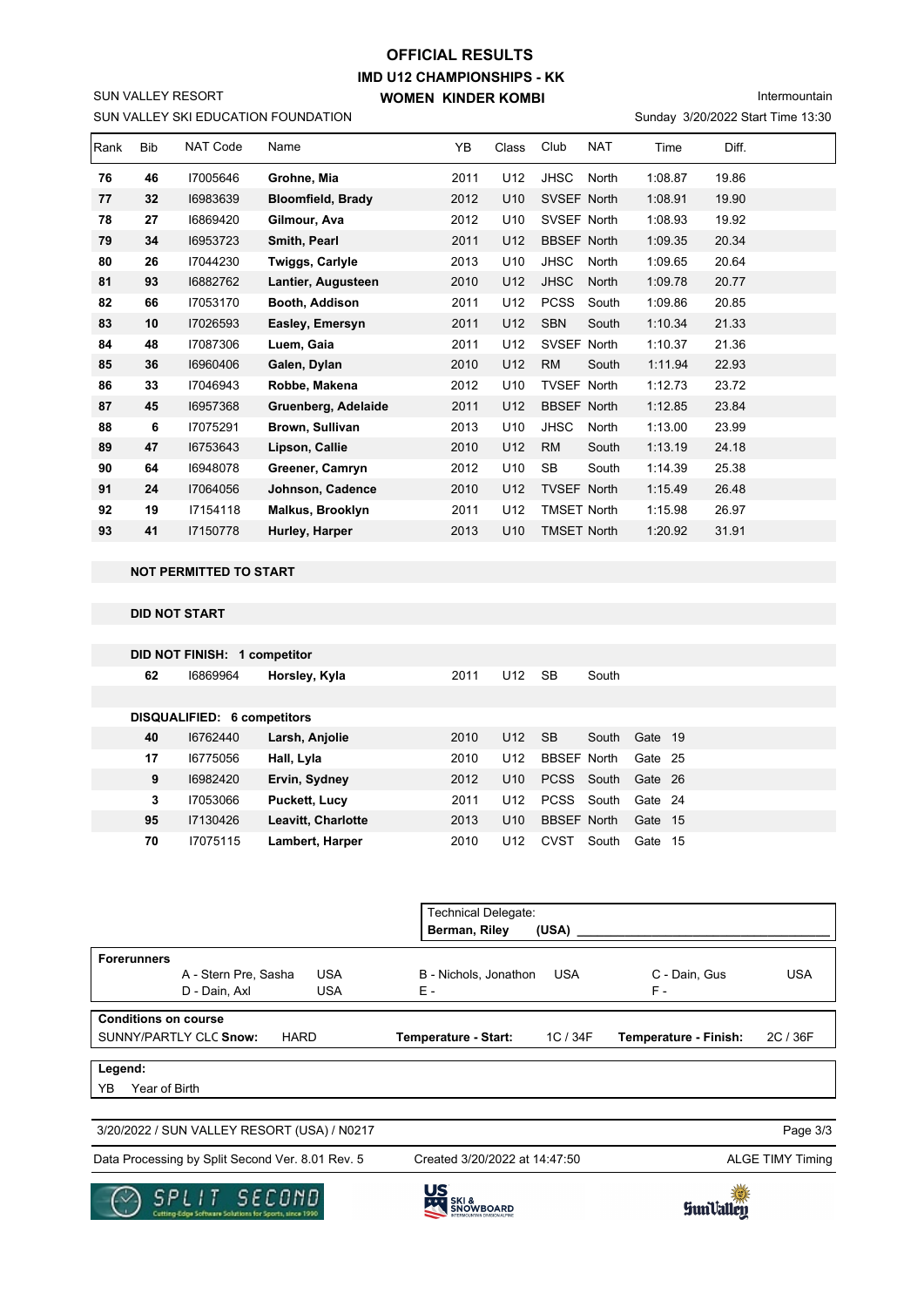# OFFICIAL RESULTS

## IMD U12 CHAMPIONSHIPS - KK

## WOMEN KINDER KOMBI

SUN VALLEY RESORT

SUN VALLEY SKI EDUCATION FOUNDATION

Intermountain

Sunday 3/20/2022 Start Time 13:30

| Rank | Bib | NAT Code | Name | YB | Class | Club | NAT | Time | Diff. |
|---|---|---|---|---|---|---|---|---|---|
| 76 | 46 | I7005646 | **Grohne, Mia** | 2011 | U12 | JHSC | North | 1:08.87 | 19.86 |
| 77 | 32 | I6983639 | **Bloomfield, Brady** | 2012 | U10 | SVSEF | North | 1:08.91 | 19.90 |
| 78 | 27 | I6869420 | **Gilmour, Ava** | 2012 | U10 | SVSEF | North | 1:08.93 | 19.92 |
| 79 | 34 | I6953723 | **Smith, Pearl** | 2011 | U12 | BBSEF | North | 1:09.35 | 20.34 |
| 80 | 26 | I7044230 | **Twiggs, Carlyle** | 2013 | U10 | JHSC | North | 1:09.65 | 20.64 |
| 81 | 93 | I6882762 | **Lantier, Augusteen** | 2010 | U12 | JHSC | North | 1:09.78 | 20.77 |
| 82 | 66 | I7053170 | **Booth, Addison** | 2011 | U12 | PCSS | South | 1:09.86 | 20.85 |
| 83 | 10 | I7026593 | **Easley, Emersyn** | 2011 | U12 | SBN | South | 1:10.34 | 21.33 |
| 84 | 48 | I7087306 | **Luem, Gaia** | 2011 | U12 | SVSEF | North | 1:10.37 | 21.36 |
| 85 | 36 | I6960406 | **Galen, Dylan** | 2010 | U12 | RM | South | 1:11.94 | 22.93 |
| 86 | 33 | I7046943 | **Robbe, Makena** | 2012 | U10 | TVSEF | North | 1:12.73 | 23.72 |
| 87 | 45 | I6957368 | **Gruenberg, Adelaide** | 2011 | U12 | BBSEF | North | 1:12.85 | 23.84 |
| 88 | 6 | I7075291 | **Brown, Sullivan** | 2013 | U10 | JHSC | North | 1:13.00 | 23.99 |
| 89 | 47 | I6753643 | **Lipson, Callie** | 2010 | U12 | RM | South | 1:13.19 | 24.18 |
| 90 | 64 | I6948078 | **Greener, Camryn** | 2012 | U10 | SB | South | 1:14.39 | 25.38 |
| 91 | 24 | I7064056 | **Johnson, Cadence** | 2010 | U12 | TVSEF | North | 1:15.49 | 26.48 |
| 92 | 19 | I7154118 | **Malkus, Brooklyn** | 2011 | U12 | TMSET | North | 1:15.98 | 26.97 |
| 93 | 41 | I7150778 | **Hurley, Harper** | 2013 | U10 | TMSET | North | 1:20.92 | 31.91 |

**NOT PERMITTED TO START**

**DID NOT START**

**DID NOT FINISH: 1 competitor**

| Bib | NAT Code | Name | YB | Class | Club | NAT |
|---|---|---|---|---|---|---|
| 62 | I6869964 | **Horsley, Kyla** | 2011 | U12 | SB | South |

**DISQUALIFIED: 6 competitors**

| Bib | NAT Code | Name | YB | Class | Club | NAT | Gate |
|---|---|---|---|---|---|---|---|
| 40 | I6762440 | **Larsh, Anjolie** | 2010 | U12 | SB | South | Gate 19 |
| 17 | I6775056 | **Hall, Lyla** | 2010 | U12 | BBSEF | North | Gate 25 |
| 9 | I6982420 | **Ervin, Sydney** | 2012 | U10 | PCSS | South | Gate 26 |
| 3 | I7053066 | **Puckett, Lucy** | 2011 | U12 | PCSS | South | Gate 24 |
| 95 | I7130426 | **Leavitt, Charlotte** | 2013 | U10 | BBSEF | North | Gate 15 |
| 70 | I7075115 | **Lambert, Harper** | 2010 | U12 | CVST | South | Gate 15 |

Technical Delegate:
**Berman, Riley (USA)**

**Forerunners**

| | | | | | |
|---|---|---|---|---|---|
| A - Stern Pre, Sasha | USA | B - Nichols, Jonathon | USA | C - Dain, Gus | USA |
| D - Dain, Axl | USA | E - | | F - | |

**Conditions on course**

SUNNY/PARTLY CLC **Snow:** HARD **Temperature - Start:** 1C / 34F **Temperature - Finish:** 2C / 36F

**Legend:**

YB Year of Birth

3/20/2022 / SUN VALLEY RESORT (USA) / N0217

Data Processing by Split Second Ver. 8.01 Rev. 5 Created 3/20/2022 at 14:47:50 ALGE TIMY Timing